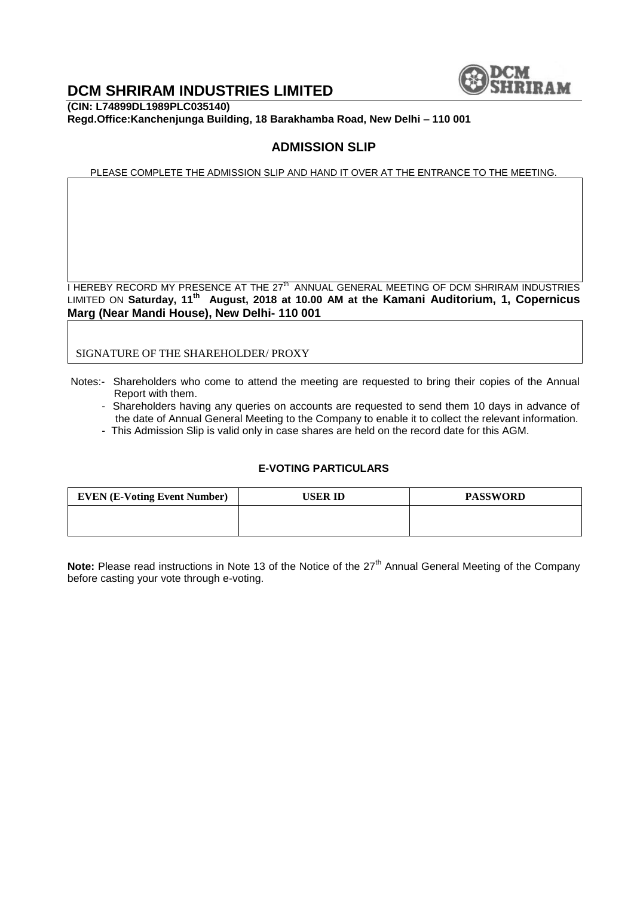# DCM SHRIRAM INDUSTRIES LIMITED

**(CIN: L74899DL1989PLC035140)**
**Regd.Office:Kanchenjunga Building, 18 Barakhamba Road, New Delhi – 110 001**

## ADMISSION SLIP

PLEASE COMPLETE THE ADMISSION SLIP AND HAND IT OVER AT THE ENTRANCE TO THE MEETING.

I HEREBY RECORD MY PRESENCE AT THE 27th ANNUAL GENERAL MEETING OF DCM SHRIRAM INDUSTRIES LIMITED ON **Saturday, 11th August, 2018 at 10.00 AM at the Kamani Auditorium, 1, Copernicus Marg (Near Mandi House), New Delhi- 110 001**

SIGNATURE OF THE SHAREHOLDER/ PROXY

Notes:-
- Shareholders who come to attend the meeting are requested to bring their copies of the Annual Report with them.
- Shareholders having any queries on accounts are requested to send them 10 days in advance of the date of Annual General Meeting to the Company to enable it to collect the relevant information.
- This Admission Slip is valid only in case shares are held on the record date for this AGM.

### E-VOTING PARTICULARS

| EVEN (E-Voting Event Number) | USER ID | PASSWORD |
|---|---|---|
| | | |

**Note:** Please read instructions in Note 13 of the Notice of the 27th Annual General Meeting of the Company before casting your vote through e-voting.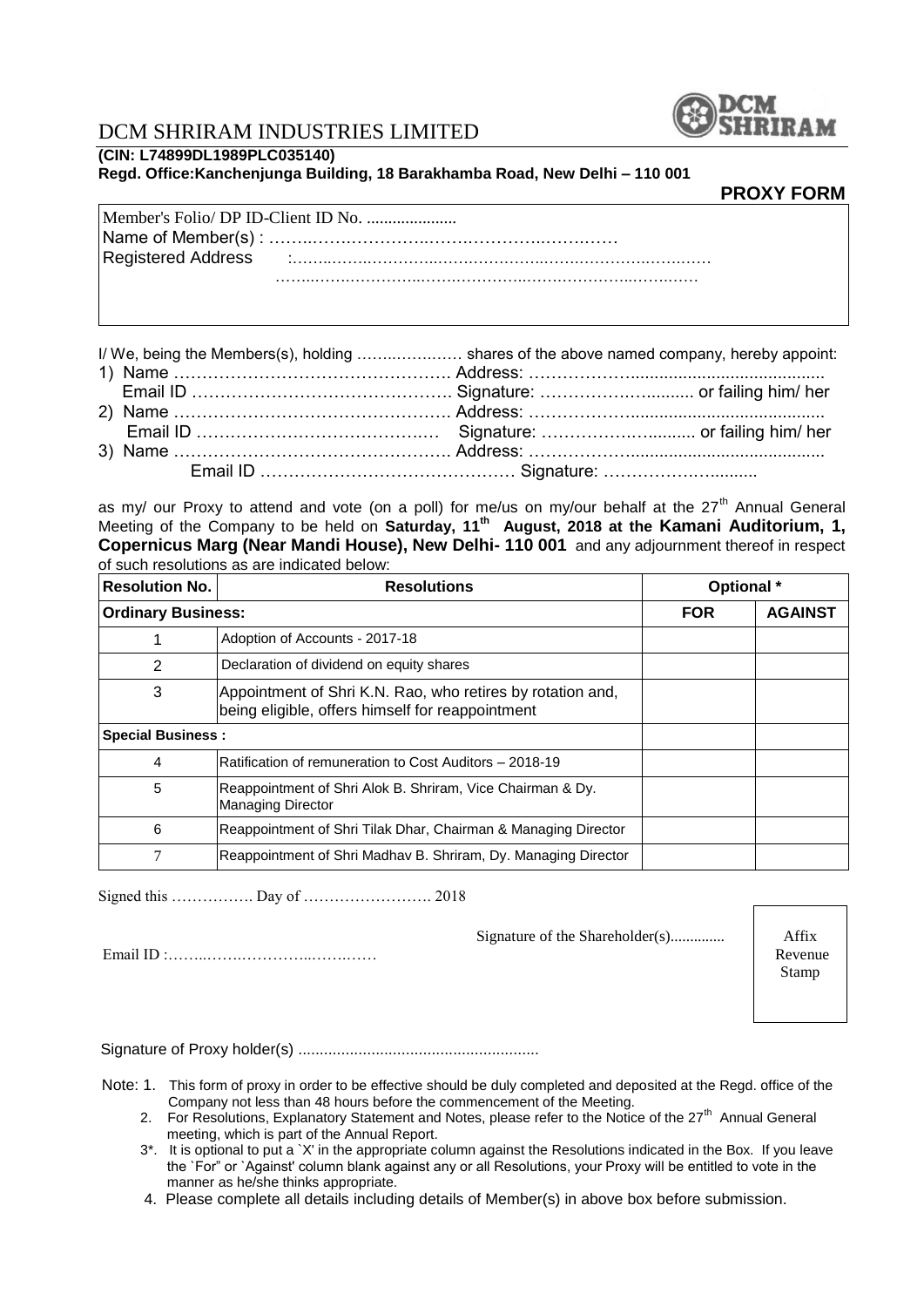# DCM SHRIRAM INDUSTRIES LIMITED

**(CIN: L74899DL1989PLC035140)**
**Regd. Office:Kanchenjunga Building, 18 Barakhamba Road, New Delhi – 110 001**

## PROXY FORM

Member's Folio/ DP ID-Client ID No. ....................
Name of Member(s) : ……..…….……………..…….…………..……..……
Registered Address :……..……..………..…….………..……..…………..………
……..……..………..…….………..……..…………..………

I/ We, being the Members(s), holding ……..……..…… shares of the above named company, hereby appoint:

1) Name …………………………………………. Address: ………………........................................
Email ID ………………………………………. Signature: …………….…......... or failing him/ her
2) Name …………………………………………. Address: ………………........................................
Email ID ……………………………….…… Signature: …………….…......... or failing him/ her
3) Name …………………………………………. Address: ………………........................................
Email ID ……………………………………… Signature: …………….….........

as my/ our Proxy to attend and vote (on a poll) for me/us on my/our behalf at the 27th Annual General Meeting of the Company to be held on **Saturday, 11th August, 2018 at the Kamani Auditorium, 1, Copernicus Marg (Near Mandi House), New Delhi- 110 001** and any adjournment thereof in respect of such resolutions as are indicated below:

| Resolution No. | Resolutions | Optional * | |
|---|---|---|---|
| **Ordinary Business:** | | **FOR** | **AGAINST** |
| 1 | Adoption of Accounts - 2017-18 | | |
| 2 | Declaration of dividend on equity shares | | |
| 3 | Appointment of Shri K.N. Rao, who retires by rotation and, being eligible, offers himself for reappointment | | |
| **Special Business :** | | | |
| 4 | Ratification of remuneration to Cost Auditors – 2018-19 | | |
| 5 | Reappointment of Shri Alok B. Shriram, Vice Chairman & Dy. Managing Director | | |
| 6 | Reappointment of Shri Tilak Dhar, Chairman & Managing Director | | |
| 7 | Reappointment of Shri Madhav B. Shriram, Dy. Managing Director | | |

Signed this ……………. Day of ……………………. 2018

Signature of the Shareholder(s).............

Email ID :……..……..…………..……..……

Affix Revenue Stamp

Signature of Proxy holder(s) .......................................................

Note: 1. This form of proxy in order to be effective should be duly completed and deposited at the Regd. office of the Company not less than 48 hours before the commencement of the Meeting.

2. For Resolutions, Explanatory Statement and Notes, please refer to the Notice of the 27th Annual General meeting, which is part of the Annual Report.

3*. It is optional to put a `X' in the appropriate column against the Resolutions indicated in the Box. If you leave the `For" or `Against' column blank against any or all Resolutions, your Proxy will be entitled to vote in the manner as he/she thinks appropriate.

4. Please complete all details including details of Member(s) in above box before submission.